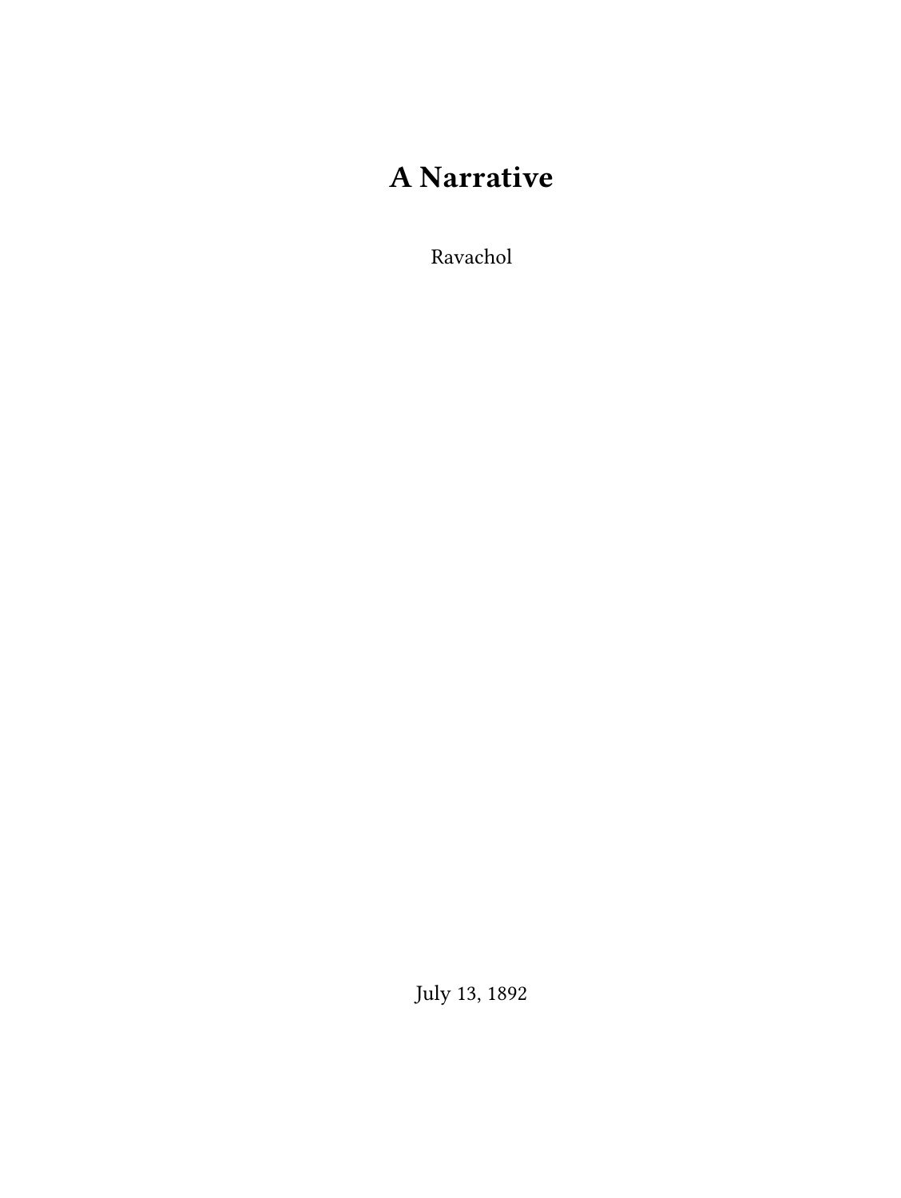# A Narrative

Ravachol

July 13, 1892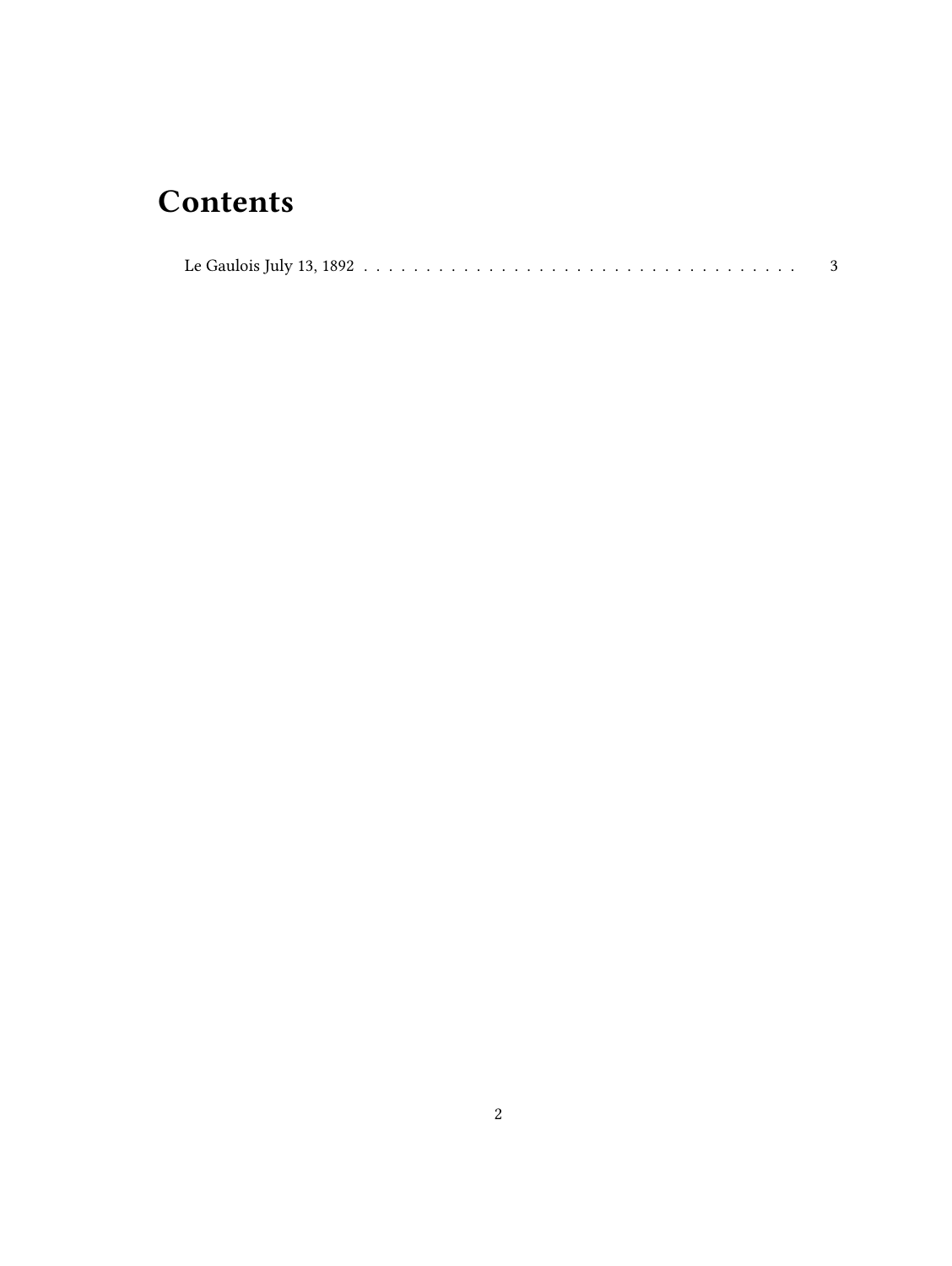# Contents

Le Gaulois July 13, 1892 . . . . . . . . . . . . . . . . . . . . . . . . . . . . . . . . . . . 3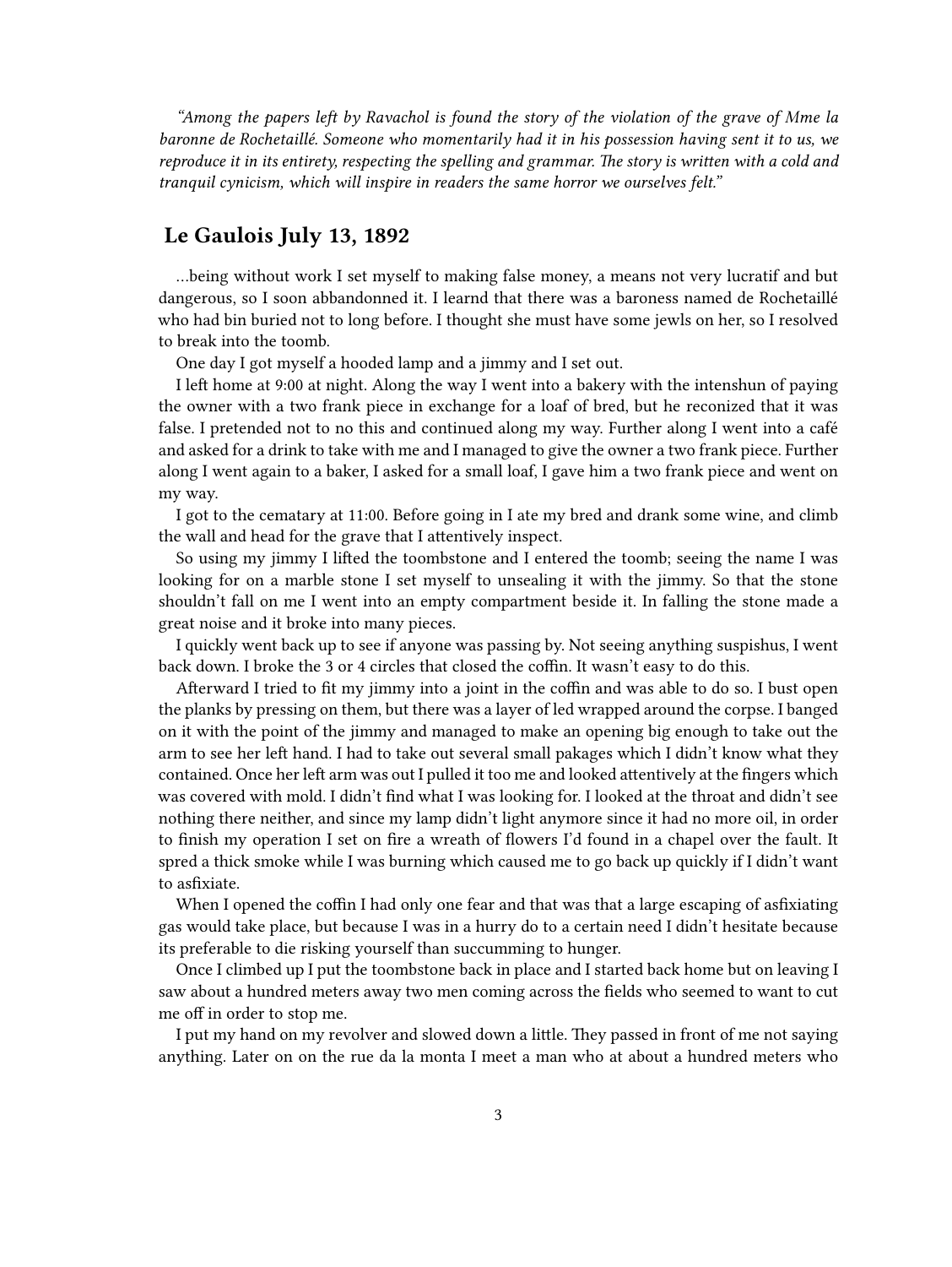*"Among the papers left by Ravachol is found the story of the violation of the grave of Mme la baronne de Rochetaillé. Someone who momentarily had it in his possession having sent it to us, we reproduce it in its entirety, respecting the spelling and grammar. The story is written with a cold and tranquil cynicism, which will inspire in readers the same horror we ourselves felt."*

## Le Gaulois July 13, 1892

…being without work I set myself to making false money, a means not very lucratif and but dangerous, so I soon abbandonned it. I learnd that there was a baroness named de Rochetaillé who had bin buried not to long before. I thought she must have some jewls on her, so I resolved to break into the toomb.

One day I got myself a hooded lamp and a jimmy and I set out.

I left home at 9:00 at night. Along the way I went into a bakery with the intenshun of paying the owner with a two frank piece in exchange for a loaf of bred, but he reconized that it was false. I pretended not to no this and continued along my way. Further along I went into a café and asked for a drink to take with me and I managed to give the owner a two frank piece. Further along I went again to a baker, I asked for a small loaf, I gave him a two frank piece and went on my way.

I got to the cematary at 11:00. Before going in I ate my bred and drank some wine, and climb the wall and head for the grave that I attentively inspect.

So using my jimmy I lifted the toombstone and I entered the toomb; seeing the name I was looking for on a marble stone I set myself to unsealing it with the jimmy. So that the stone shouldn't fall on me I went into an empty compartment beside it. In falling the stone made a great noise and it broke into many pieces.

I quickly went back up to see if anyone was passing by. Not seeing anything suspishus, I went back down. I broke the 3 or 4 circles that closed the coffin. It wasn't easy to do this.

Afterward I tried to fit my jimmy into a joint in the coffin and was able to do so. I bust open the planks by pressing on them, but there was a layer of led wrapped around the corpse. I banged on it with the point of the jimmy and managed to make an opening big enough to take out the arm to see her left hand. I had to take out several small pakages which I didn't know what they contained. Once her left arm was out I pulled it too me and looked attentively at the fingers which was covered with mold. I didn't find what I was looking for. I looked at the throat and didn't see nothing there neither, and since my lamp didn't light anymore since it had no more oil, in order to finish my operation I set on fire a wreath of flowers I'd found in a chapel over the fault. It spred a thick smoke while I was burning which caused me to go back up quickly if I didn't want to asfixiate.

When I opened the coffin I had only one fear and that was that a large escaping of asfixiating gas would take place, but because I was in a hurry do to a certain need I didn't hesitate because its preferable to die risking yourself than succumming to hunger.

Once I climbed up I put the toombstone back in place and I started back home but on leaving I saw about a hundred meters away two men coming across the fields who seemed to want to cut me off in order to stop me.

I put my hand on my revolver and slowed down a little. They passed in front of me not saying anything. Later on on the rue da la monta I meet a man who at about a hundred meters who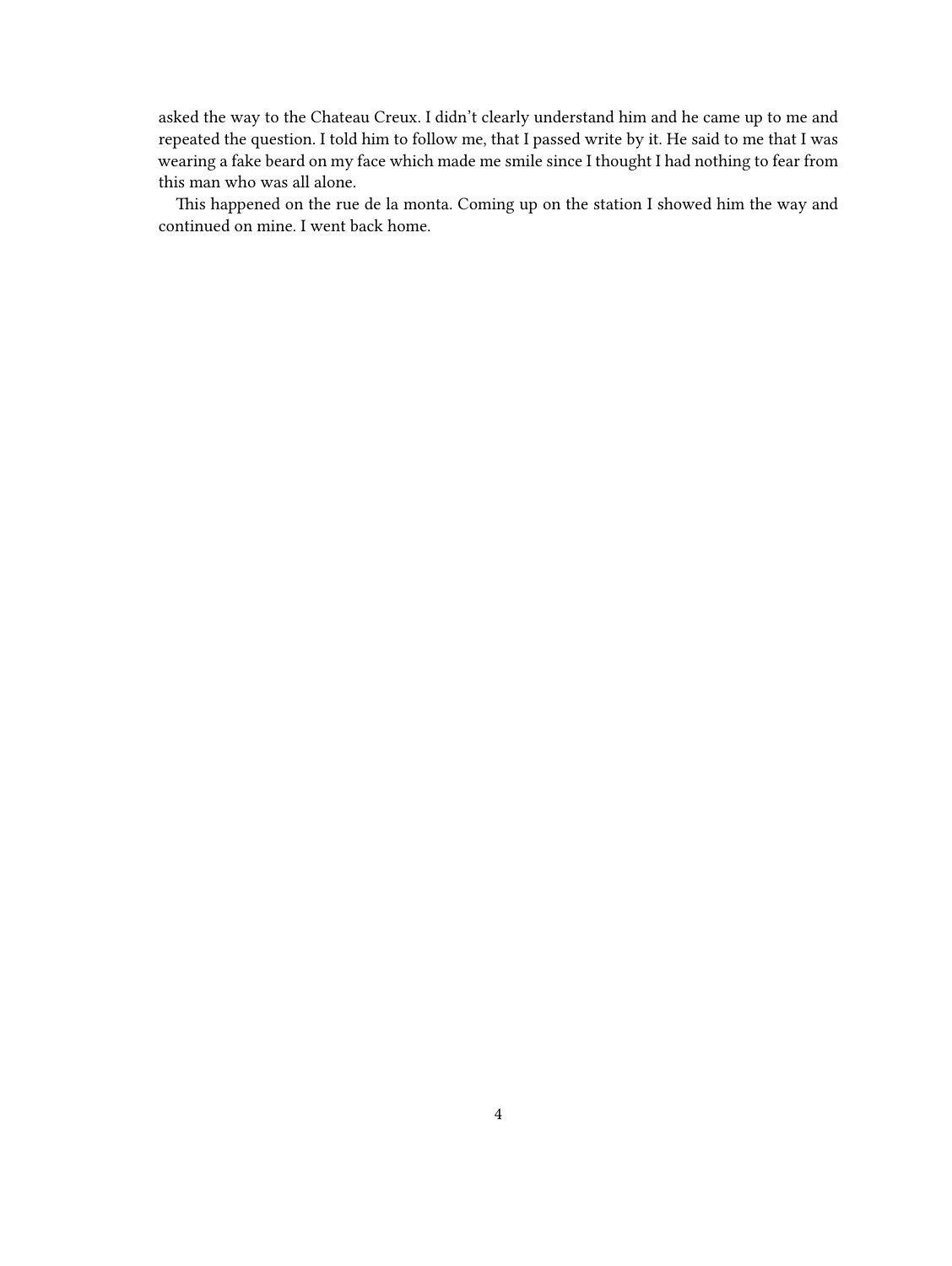asked the way to the Chateau Creux. I didn't clearly understand him and he came up to me and repeated the question. I told him to follow me, that I passed write by it. He said to me that I was wearing a fake beard on my face which made me smile since I thought I had nothing to fear from this man who was all alone.

This happened on the rue de la monta. Coming up on the station I showed him the way and continued on mine. I went back home.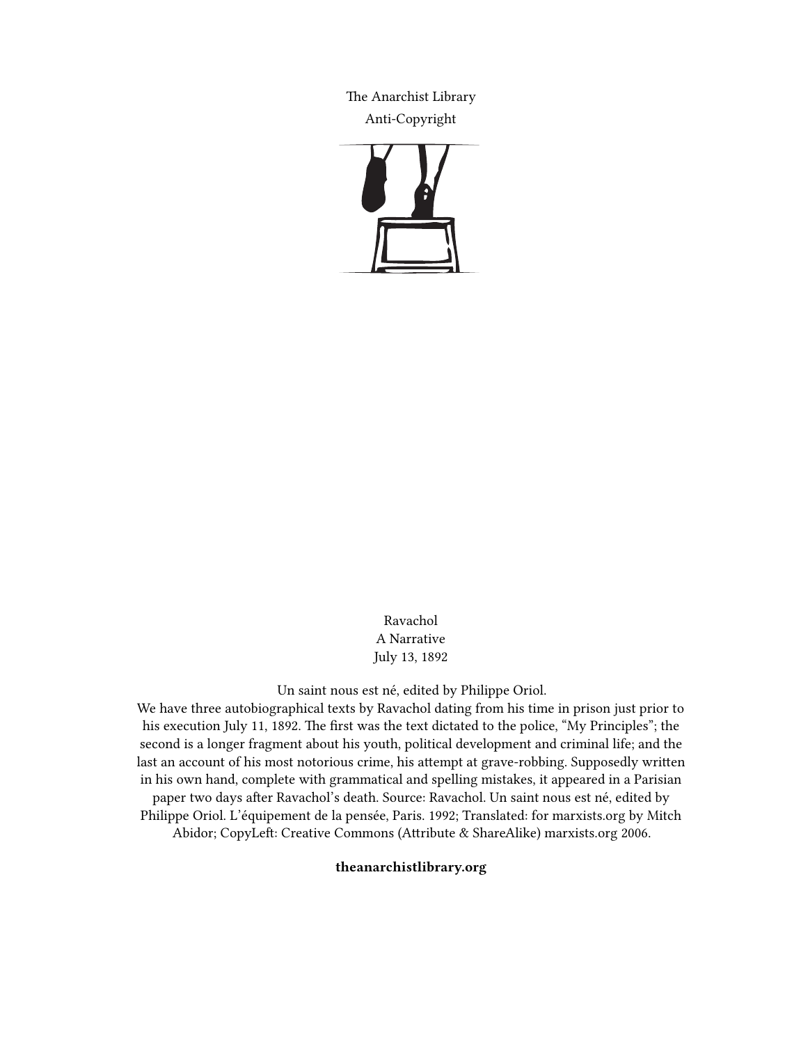The Anarchist Library
Anti-Copyright

Ravachol
A Narrative
July 13, 1892

Un saint nous est né, edited by Philippe Oriol.
We have three autobiographical texts by Ravachol dating from his time in prison just prior to his execution July 11, 1892. The first was the text dictated to the police, "My Principles"; the second is a longer fragment about his youth, political development and criminal life; and the last an account of his most notorious crime, his attempt at grave-robbing. Supposedly written in his own hand, complete with grammatical and spelling mistakes, it appeared in a Parisian paper two days after Ravachol's death. Source: Ravachol. Un saint nous est né, edited by Philippe Oriol. L'équipement de la pensée, Paris. 1992; Translated: for marxists.org by Mitch Abidor; CopyLeft: Creative Commons (Attribute & ShareAlike) marxists.org 2006.

**theanarchistlibrary.org**